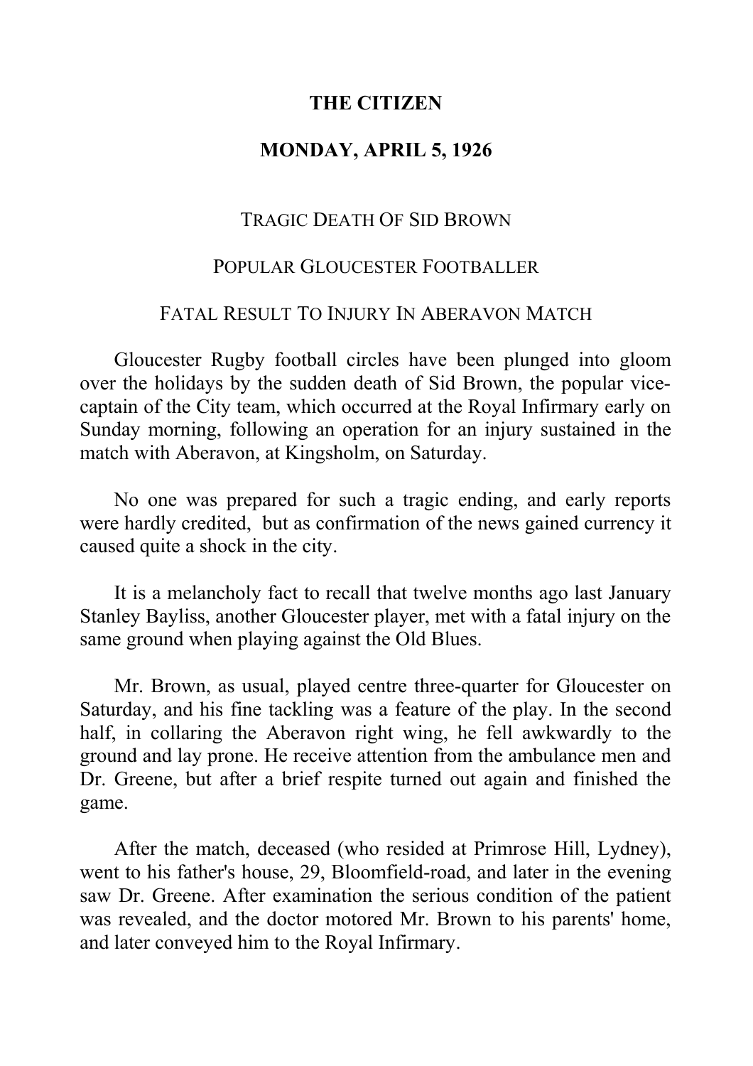**THE CITIZEN**

**MONDAY, APRIL 5, 1926**

TRAGIC DEATH OF SID BROWN

POPULAR GLOUCESTER FOOTBALLER

FATAL RESULT TO INJURY IN ABERAVON MATCH

Gloucester Rugby football circles have been plunged into gloom over the holidays by the sudden death of Sid Brown, the popular vice-captain of the City team, which occurred at the Royal Infirmary early on Sunday morning, following an operation for an injury sustained in the match with Aberavon, at Kingsholm, on Saturday.

No one was prepared for such a tragic ending, and early reports were hardly credited, but as confirmation of the news gained currency it caused quite a shock in the city.

It is a melancholy fact to recall that twelve months ago last January Stanley Bayliss, another Gloucester player, met with a fatal injury on the same ground when playing against the Old Blues.

Mr. Brown, as usual, played centre three-quarter for Gloucester on Saturday, and his fine tackling was a feature of the play. In the second half, in collaring the Aberavon right wing, he fell awkwardly to the ground and lay prone. He receive attention from the ambulance men and Dr. Greene, but after a brief respite turned out again and finished the game.

After the match, deceased (who resided at Primrose Hill, Lydney), went to his father's house, 29, Bloomfield-road, and later in the evening saw Dr. Greene. After examination the serious condition of the patient was revealed, and the doctor motored Mr. Brown to his parents' home, and later conveyed him to the Royal Infirmary.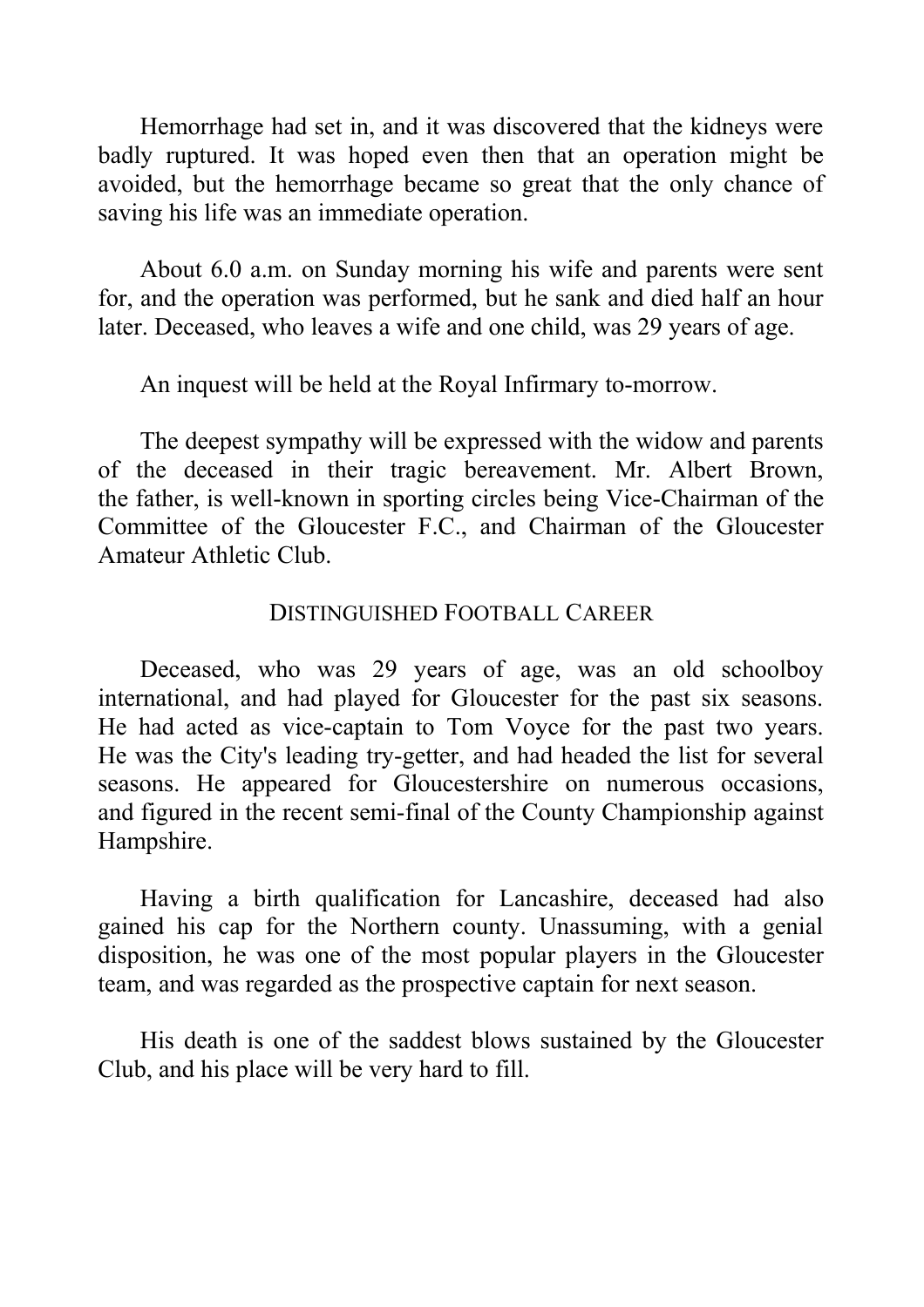Hemorrhage had set in, and it was discovered that the kidneys were badly ruptured. It was hoped even then that an operation might be avoided, but the hemorrhage became so great that the only chance of saving his life was an immediate operation.

About 6.0 a.m. on Sunday morning his wife and parents were sent for, and the operation was performed, but he sank and died half an hour later. Deceased, who leaves a wife and one child, was 29 years of age.

An inquest will be held at the Royal Infirmary to-morrow.

The deepest sympathy will be expressed with the widow and parents of the deceased in their tragic bereavement. Mr. Albert Brown, the father, is well-known in sporting circles being Vice-Chairman of the Committee of the Gloucester F.C., and Chairman of the Gloucester Amateur Athletic Club.

## DISTINGUISHED FOOTBALL CAREER

Deceased, who was 29 years of age, was an old schoolboy international, and had played for Gloucester for the past six seasons. He had acted as vice-captain to Tom Voyce for the past two years. He was the City's leading try-getter, and had headed the list for several seasons. He appeared for Gloucestershire on numerous occasions, and figured in the recent semi-final of the County Championship against Hampshire.

Having a birth qualification for Lancashire, deceased had also gained his cap for the Northern county. Unassuming, with a genial disposition, he was one of the most popular players in the Gloucester team, and was regarded as the prospective captain for next season.

His death is one of the saddest blows sustained by the Gloucester Club, and his place will be very hard to fill.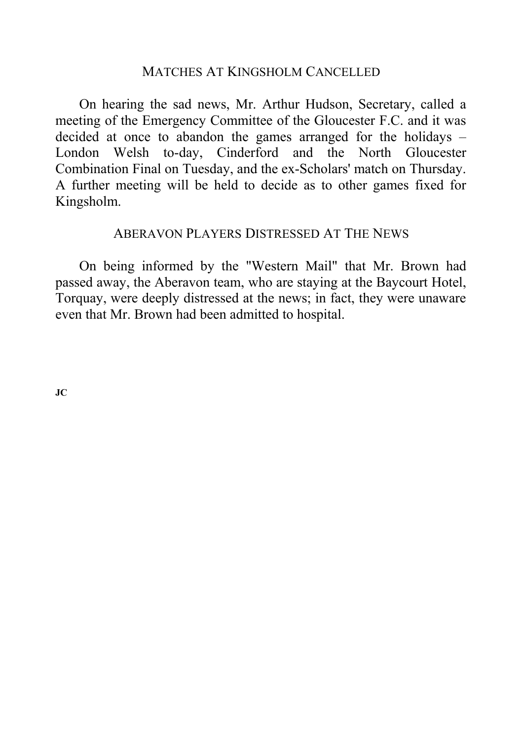## Matches At Kingsholm Cancelled

On hearing the sad news, Mr. Arthur Hudson, Secretary, called a meeting of the Emergency Committee of the Gloucester F.C. and it was decided at once to abandon the games arranged for the holidays – London Welsh to-day, Cinderford and the North Gloucester Combination Final on Tuesday, and the ex-Scholars' match on Thursday. A further meeting will be held to decide as to other games fixed for Kingsholm.

## Aberavon Players Distressed At The News

On being informed by the "Western Mail" that Mr. Brown had passed away, the Aberavon team, who are staying at the Baycourt Hotel, Torquay, were deeply distressed at the news; in fact, they were unaware even that Mr. Brown had been admitted to hospital.

**JC**